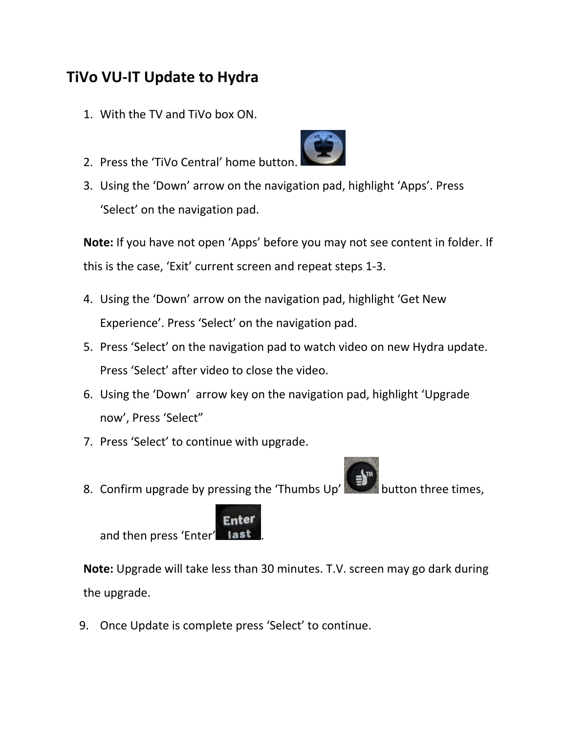# TiVo VU-IT Update to Hydra

1. With the TV and TiVo box ON.
2. Press the 'TiVo Central' home button.
3. Using the 'Down' arrow on the navigation pad, highlight 'Apps'. Press 'Select' on the navigation pad.

**Note:** If you have not open 'Apps' before you may not see content in folder. If this is the case, 'Exit' current screen and repeat steps 1-3.

4. Using the 'Down' arrow on the navigation pad, highlight 'Get New Experience'. Press 'Select' on the navigation pad.
5. Press 'Select' on the navigation pad to watch video on new Hydra update. Press 'Select' after video to close the video.
6. Using the 'Down' arrow key on the navigation pad, highlight 'Upgrade now', Press 'Select"
7. Press 'Select' to continue with upgrade.
8. Confirm upgrade by pressing the 'Thumbs Up' button three times, and then press 'Enter'.

**Note:** Upgrade will take less than 30 minutes. T.V. screen may go dark during the upgrade.

9. Once Update is complete press 'Select' to continue.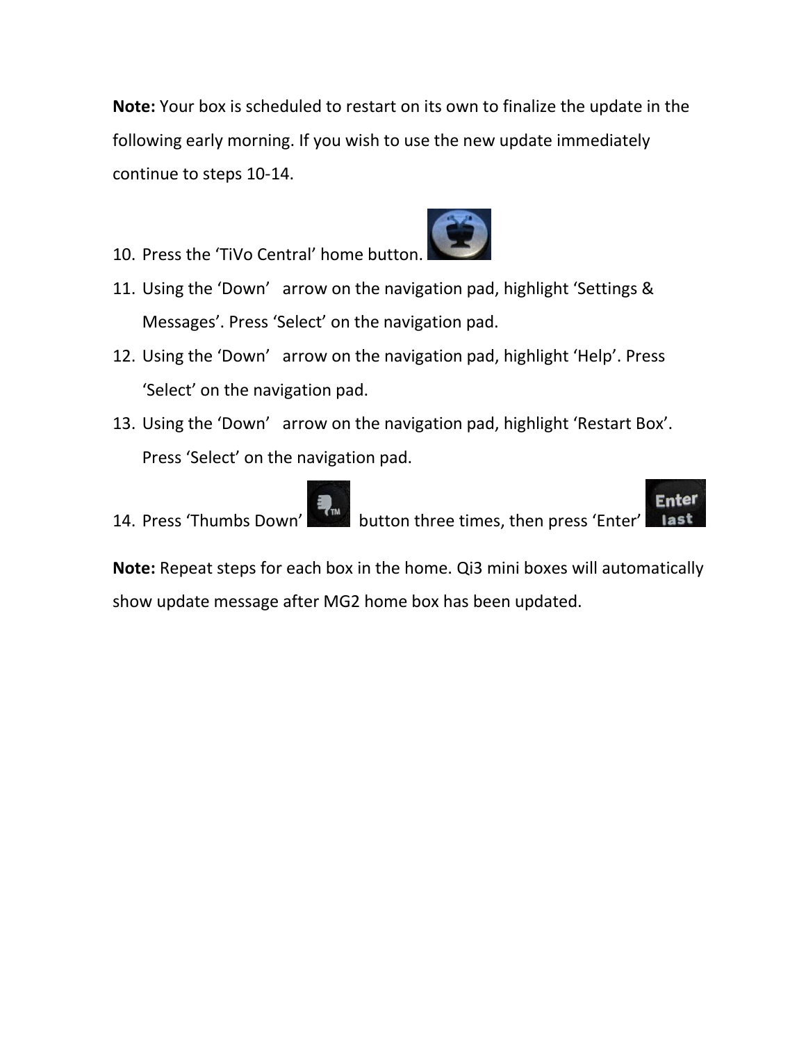**Note:** Your box is scheduled to restart on its own to finalize the update in the following early morning. If you wish to use the new update immediately continue to steps 10-14.

10. Press the 'TiVo Central' home button.
11. Using the 'Down' arrow on the navigation pad, highlight 'Settings & Messages'. Press 'Select' on the navigation pad.
12. Using the 'Down' arrow on the navigation pad, highlight 'Help'. Press 'Select' on the navigation pad.
13. Using the 'Down' arrow on the navigation pad, highlight 'Restart Box'. Press 'Select' on the navigation pad.
14. Press 'Thumbs Down' button three times, then press 'Enter'

**Note:** Repeat steps for each box in the home. Qi3 mini boxes will automatically show update message after MG2 home box has been updated.